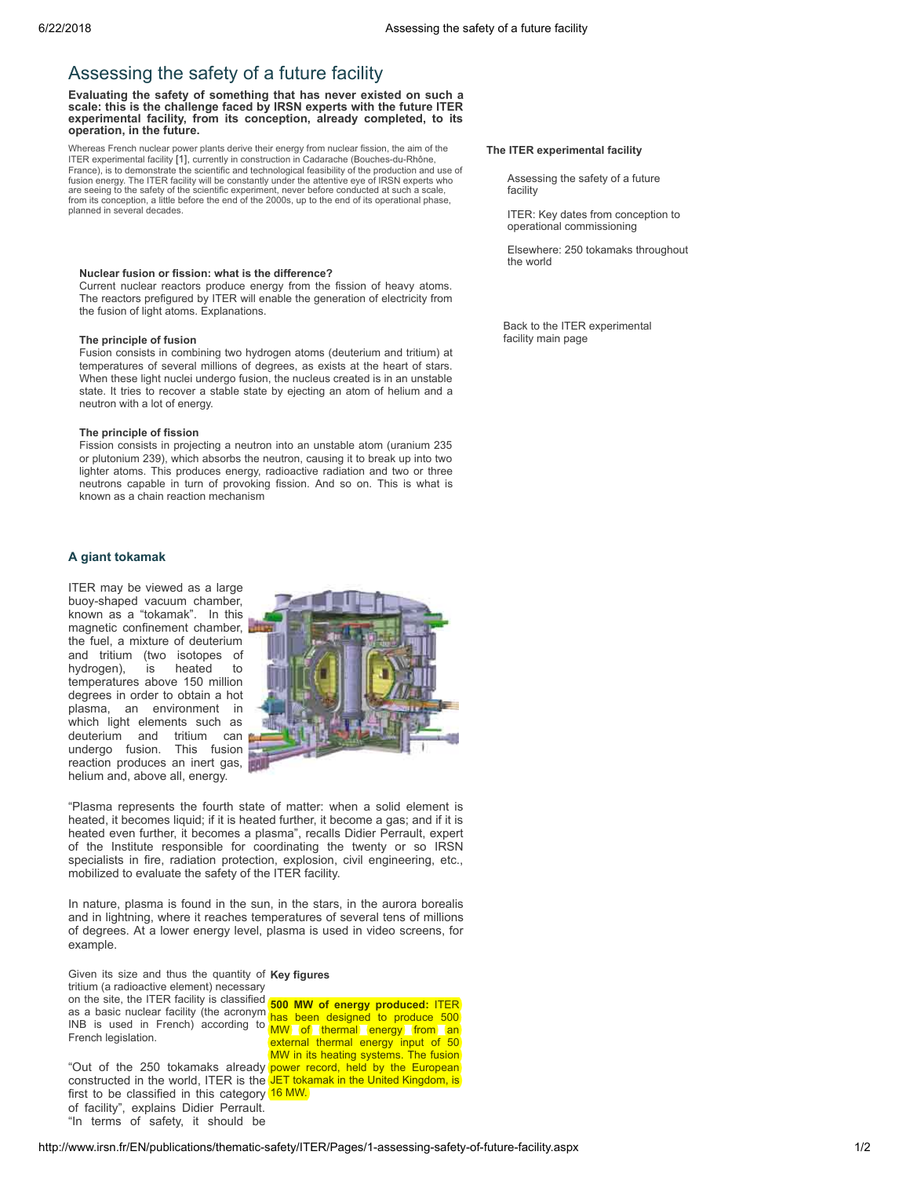# Assessing the safety of a future facility

**Evaluating the safety of something that has never existed on such a scale: this is the challenge faced by IRSN experts with the future ITER experimental facility, from its conception, already completed, to its operation, in the future.**

Whereas French nuclear power plants derive their energy from nuclear fission, the aim of the ITER experimental facility [1], currently in construction in Cadarache (Bouches-du-Rhône, France), is to demonstrate the scientific and technological feasibility of the production and use of fusion energy. The ITER facility will be constantly under the attentive eye of IRSN experts who are seeing to the safety of the scientific experiment, never before conducted at such a scale, from its conception, a little before the end of the 2000s, up to the end of its operational phase, planned in several decades.

**Nuclear fusion or fission: what is the difference?**

Current nuclear reactors produce energy from the fission of heavy atoms. The reactors prefigured by ITER will enable the generation of electricity from the fusion of light atoms. Explanations.

**The principle of fusion**

Fusion consists in combining two hydrogen atoms (deuterium and tritium) at temperatures of several millions of degrees, as exists at the heart of stars. When these light nuclei undergo fusion, the nucleus created is in an unstable state. It tries to recover a stable state by ejecting an atom of helium and a neutron with a lot of energy.

**The principle of fission**

Fission consists in projecting a neutron into an unstable atom (uranium 235 or plutonium 239), which absorbs the neutron, causing it to break up into two lighter atoms. This produces energy, radioactive radiation and two or three neutrons capable in turn of provoking fission. And so on. This is what is known as a chain reaction mechanism

## A giant tokamak

ITER may be viewed as a large buoy-shaped vacuum chamber, known as a "tokamak". In this magnetic confinement chamber, the fuel, a mixture of deuterium and tritium (two isotopes of hydrogen), is heated to temperatures above 150 million degrees in order to obtain a hot plasma, an environment in which light elements such as deuterium and tritium can undergo fusion. This fusion reaction produces an inert gas, helium and, above all, energy.

"Plasma represents the fourth state of matter: when a solid element is heated, it becomes liquid; if it is heated further, it become a gas; and if it is heated even further, it becomes a plasma", recalls Didier Perrault, expert of the Institute responsible for coordinating the twenty or so IRSN specialists in fire, radiation protection, explosion, civil engineering, etc., mobilized to evaluate the safety of the ITER facility.

In nature, plasma is found in the sun, in the stars, in the aurora borealis and in lightning, where it reaches temperatures of several tens of millions of degrees. At a lower energy level, plasma is used in video screens, for example.

Given its size and thus the quantity of tritium (a radioactive element) necessary on the site, the ITER facility is classified as a basic nuclear facility (the acronym INB is used in French) according to French legislation.

"Out of the 250 tokamaks already constructed in the world, ITER is the first to be classified in this category of facility", explains Didier Perrault. "In terms of safety, it should be

**Key figures**

**500 MW of energy produced:** ITER has been designed to produce 500 MW of thermal energy from an external thermal energy input of 50 MW in its heating systems. The fusion power record, held by the European JET tokamak in the United Kingdom, is 16 MW.

**The ITER experimental facility**

- Assessing the safety of a future facility
- ITER: Key dates from conception to operational commissioning
- Elsewhere: 250 tokamaks throughout the world

Back to the ITER experimental facility main page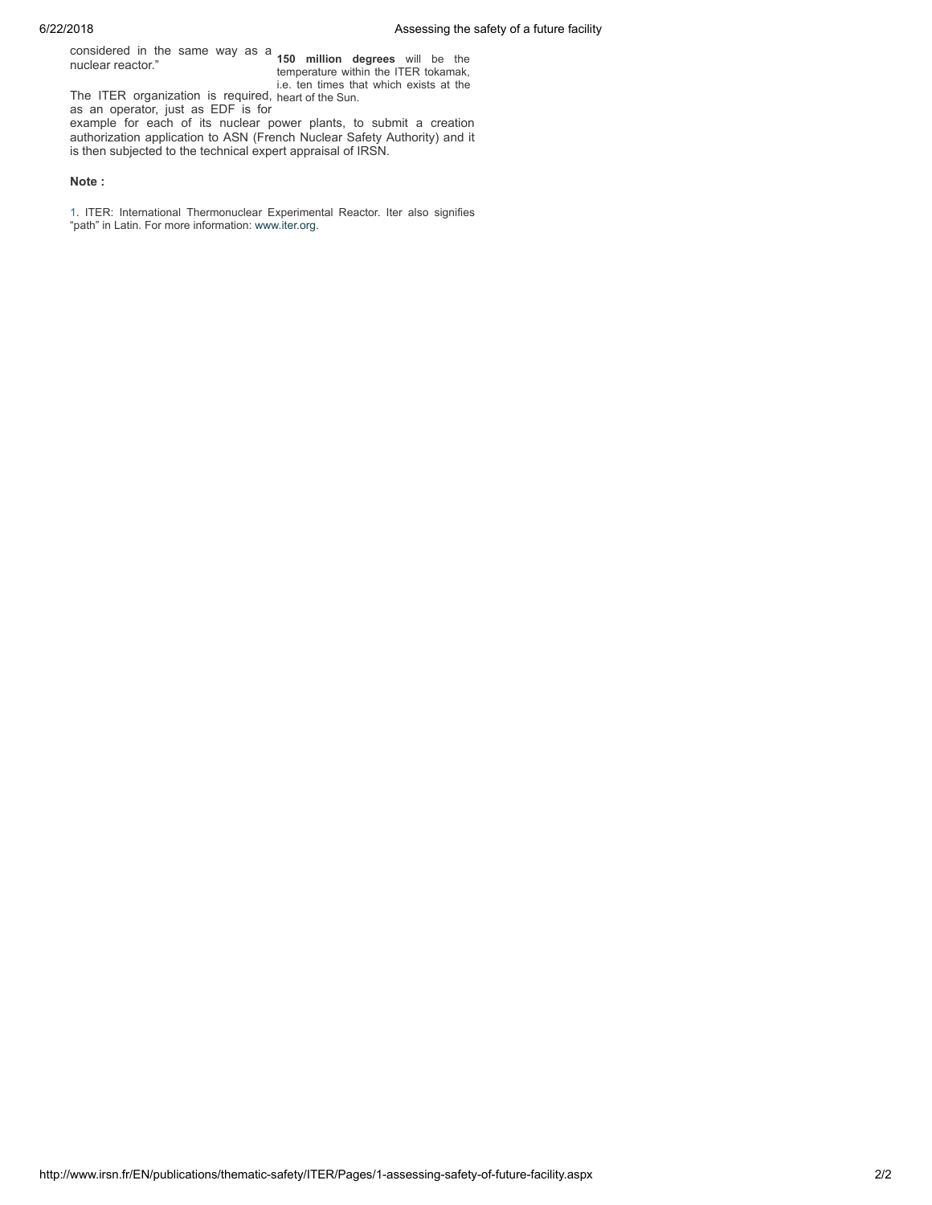considered in the same way as a nuclear reactor."

The ITER organization is required, as an operator, just as EDF is for example for each of its nuclear power plants, to submit a creation authorization application to ASN (French Nuclear Safety Authority) and it is then subjected to the technical expert appraisal of IRSN.

**150 million degrees** will be the temperature within the ITER tokamak, i.e. ten times that which exists at the heart of the Sun.

**Note :**

1. ITER: International Thermonuclear Experimental Reactor. Iter also signifies "path" in Latin. For more information: www.iter.org.